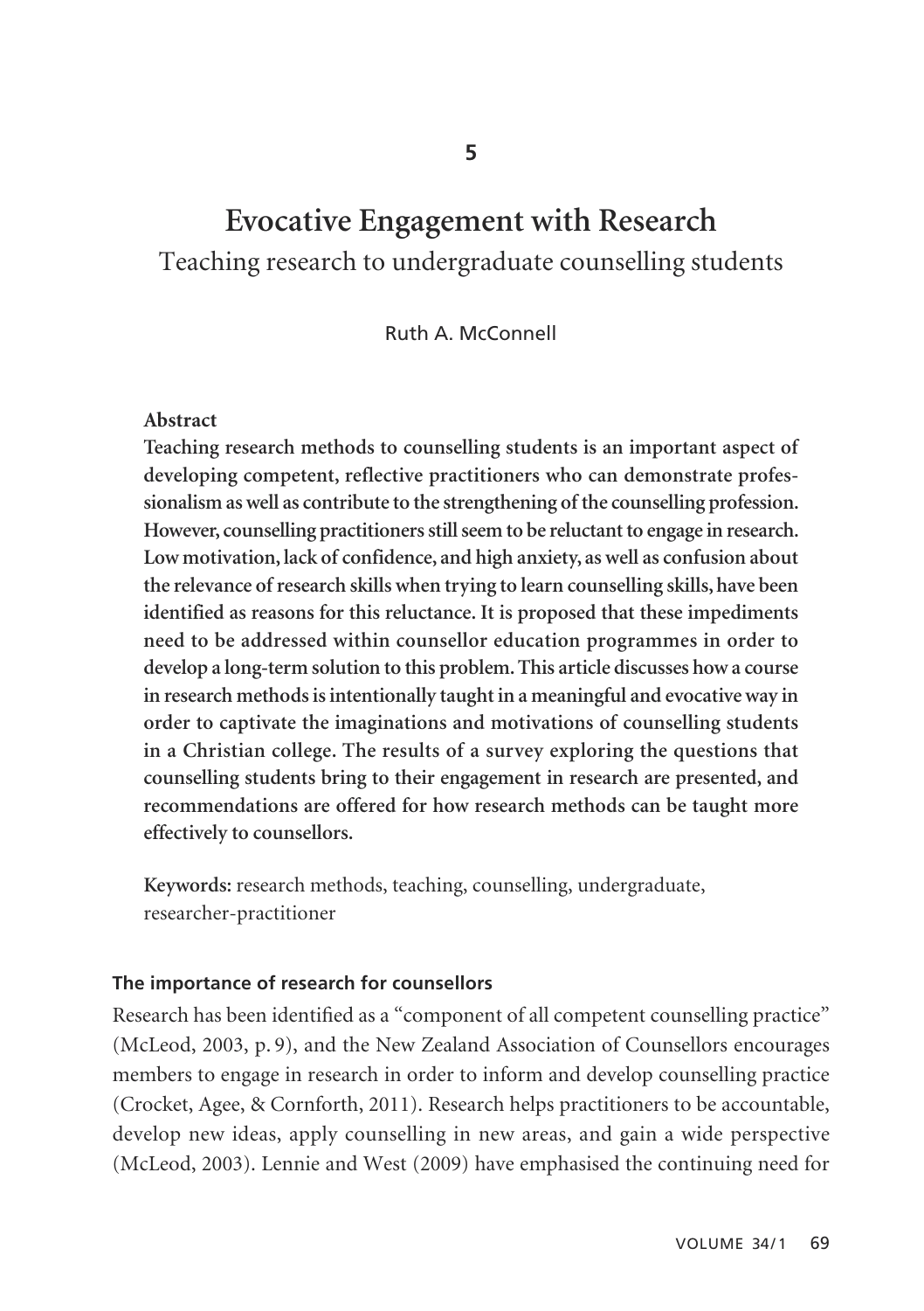5

# Evocative Engagement with Research

## Teaching research to undergraduate counselling students

Ruth A. McConnell

**Abstract**

**Teaching research methods to counselling students is an important aspect of developing competent, reflective practitioners who can demonstrate professionalism as well as contribute to the strengthening of the counselling profession. However, counselling practitioners still seem to be reluctant to engage in research. Low motivation, lack of confidence, and high anxiety, as well as confusion about the relevance of research skills when trying to learn counselling skills, have been identified as reasons for this reluctance. It is proposed that these impediments need to be addressed within counsellor education programmes in order to develop a long-term solution to this problem. This article discusses how a course in research methods is intentionally taught in a meaningful and evocative way in order to captivate the imaginations and motivations of counselling students in a Christian college. The results of a survey exploring the questions that counselling students bring to their engagement in research are presented, and recommendations are offered for how research methods can be taught more effectively to counsellors.**

**Keywords:** research methods, teaching, counselling, undergraduate, researcher-practitioner

### The importance of research for counsellors

Research has been identified as a "component of all competent counselling practice" (McLeod, 2003, p. 9), and the New Zealand Association of Counsellors encourages members to engage in research in order to inform and develop counselling practice (Crocket, Agee, & Cornforth, 2011). Research helps practitioners to be accountable, develop new ideas, apply counselling in new areas, and gain a wide perspective (McLeod, 2003). Lennie and West (2009) have emphasised the continuing need for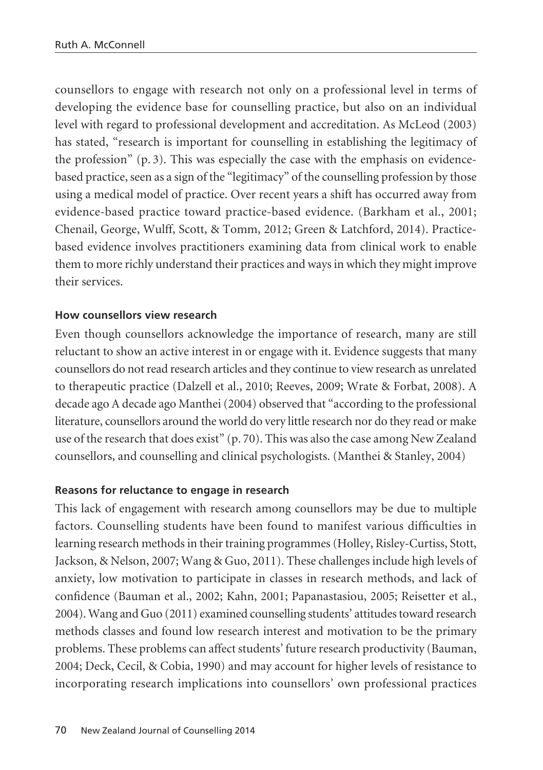counsellors to engage with research not only on a professional level in terms of developing the evidence base for counselling practice, but also on an individual level with regard to professional development and accreditation. As McLeod (2003) has stated, "research is important for counselling in establishing the legitimacy of the profession" (p. 3). This was especially the case with the emphasis on evidence-based practice, seen as a sign of the "legitimacy" of the counselling profession by those using a medical model of practice. Over recent years a shift has occurred away from evidence-based practice toward practice-based evidence. (Barkham et al., 2001; Chenail, George, Wulff, Scott, & Tomm, 2012; Green & Latchford, 2014). Practice-based evidence involves practitioners examining data from clinical work to enable them to more richly understand their practices and ways in which they might improve their services.

#### How counsellors view research

Even though counsellors acknowledge the importance of research, many are still reluctant to show an active interest in or engage with it. Evidence suggests that many counsellors do not read research articles and they continue to view research as unrelated to therapeutic practice (Dalzell et al., 2010; Reeves, 2009; Wrate & Forbat, 2008). A decade ago A decade ago Manthei (2004) observed that "according to the professional literature, counsellors around the world do very little research nor do they read or make use of the research that does exist" (p. 70). This was also the case among New Zealand counsellors, and counselling and clinical psychologists. (Manthei & Stanley, 2004)

#### Reasons for reluctance to engage in research

This lack of engagement with research among counsellors may be due to multiple factors. Counselling students have been found to manifest various difficulties in learning research methods in their training programmes (Holley, Risley-Curtiss, Stott, Jackson, & Nelson, 2007; Wang & Guo, 2011). These challenges include high levels of anxiety, low motivation to participate in classes in research methods, and lack of confidence (Bauman et al., 2002; Kahn, 2001; Papanastasiou, 2005; Reisetter et al., 2004). Wang and Guo (2011) examined counselling students' attitudes toward research methods classes and found low research interest and motivation to be the primary problems. These problems can affect students' future research productivity (Bauman, 2004; Deck, Cecil, & Cobia, 1990) and may account for higher levels of resistance to incorporating research implications into counsellors' own professional practices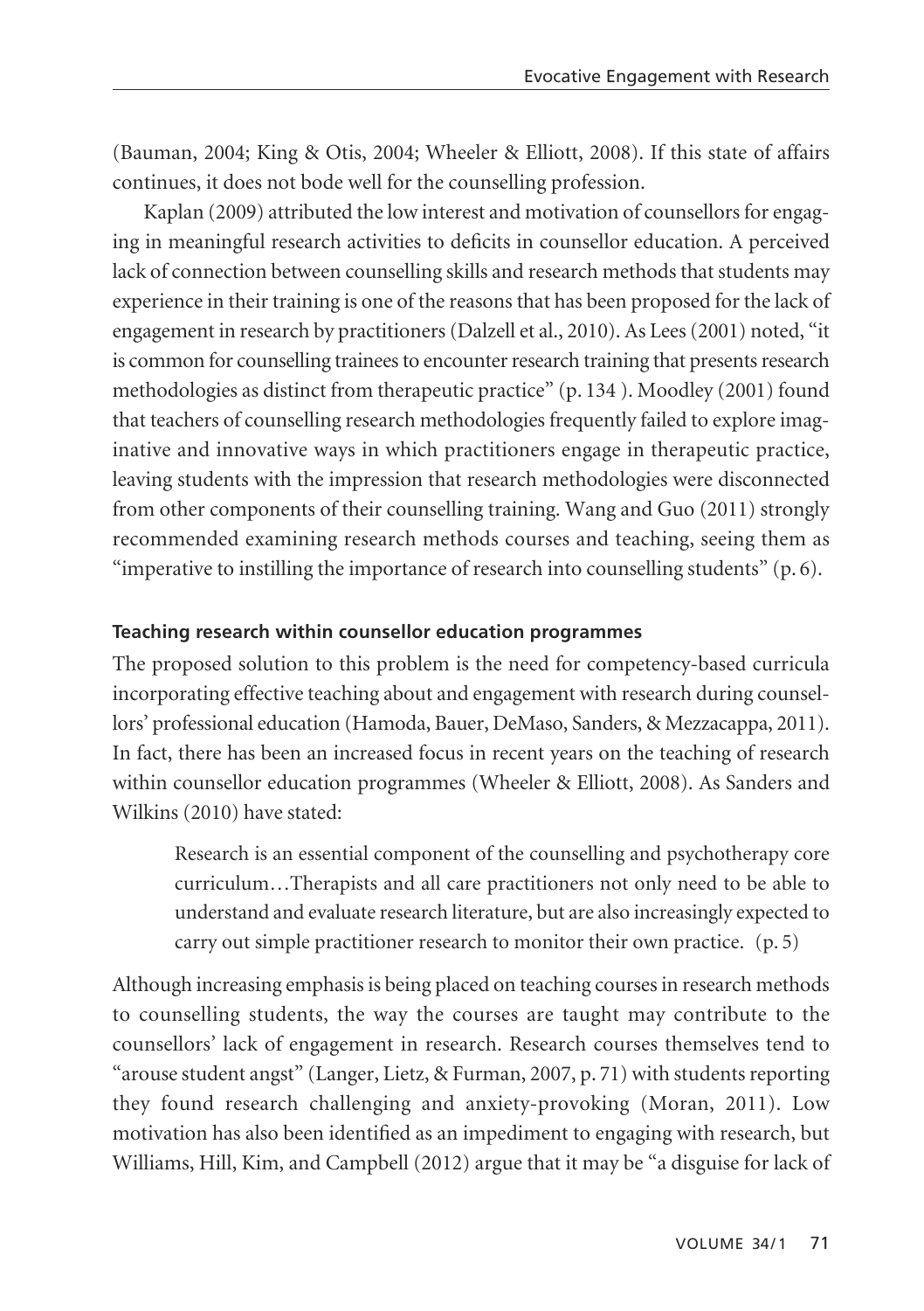(Bauman, 2004; King & Otis, 2004; Wheeler & Elliott, 2008). If this state of affairs continues, it does not bode well for the counselling profession.

Kaplan (2009) attributed the low interest and motivation of counsellors for engaging in meaningful research activities to deficits in counsellor education. A perceived lack of connection between counselling skills and research methods that students may experience in their training is one of the reasons that has been proposed for the lack of engagement in research by practitioners (Dalzell et al., 2010). As Lees (2001) noted, "it is common for counselling trainees to encounter research training that presents research methodologies as distinct from therapeutic practice" (p. 134 ). Moodley (2001) found that teachers of counselling research methodologies frequently failed to explore imaginative and innovative ways in which practitioners engage in therapeutic practice, leaving students with the impression that research methodologies were disconnected from other components of their counselling training. Wang and Guo (2011) strongly recommended examining research methods courses and teaching, seeing them as "imperative to instilling the importance of research into counselling students" (p. 6).

### Teaching research within counsellor education programmes

The proposed solution to this problem is the need for competency-based curricula incorporating effective teaching about and engagement with research during counsellors' professional education (Hamoda, Bauer, DeMaso, Sanders, & Mezzacappa, 2011). In fact, there has been an increased focus in recent years on the teaching of research within counsellor education programmes (Wheeler & Elliott, 2008). As Sanders and Wilkins (2010) have stated:

> Research is an essential component of the counselling and psychotherapy core curriculum…Therapists and all care practitioners not only need to be able to understand and evaluate research literature, but are also increasingly expected to carry out simple practitioner research to monitor their own practice. (p. 5)

Although increasing emphasis is being placed on teaching courses in research methods to counselling students, the way the courses are taught may contribute to the counsellors' lack of engagement in research. Research courses themselves tend to "arouse student angst" (Langer, Lietz, & Furman, 2007, p. 71) with students reporting they found research challenging and anxiety-provoking (Moran, 2011). Low motivation has also been identified as an impediment to engaging with research, but Williams, Hill, Kim, and Campbell (2012) argue that it may be "a disguise for lack of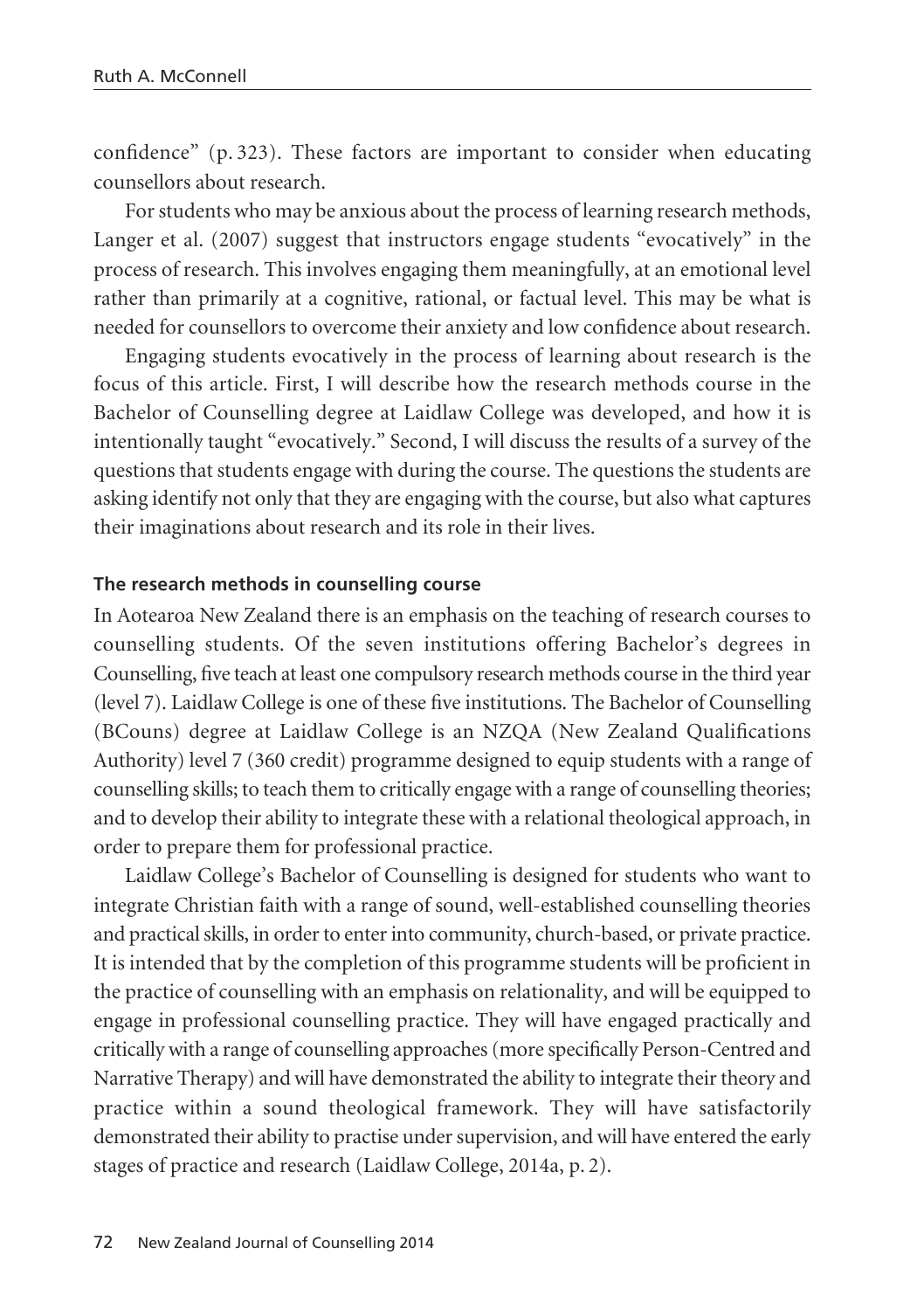confidence" (p. 323). These factors are important to consider when educating counsellors about research.

For students who may be anxious about the process of learning research methods, Langer et al. (2007) suggest that instructors engage students "evocatively" in the process of research. This involves engaging them meaningfully, at an emotional level rather than primarily at a cognitive, rational, or factual level. This may be what is needed for counsellors to overcome their anxiety and low confidence about research.

Engaging students evocatively in the process of learning about research is the focus of this article. First, I will describe how the research methods course in the Bachelor of Counselling degree at Laidlaw College was developed, and how it is intentionally taught "evocatively." Second, I will discuss the results of a survey of the questions that students engage with during the course. The questions the students are asking identify not only that they are engaging with the course, but also what captures their imaginations about research and its role in their lives.

### The research methods in counselling course

In Aotearoa New Zealand there is an emphasis on the teaching of research courses to counselling students. Of the seven institutions offering Bachelor's degrees in Counselling, five teach at least one compulsory research methods course in the third year (level 7). Laidlaw College is one of these five institutions. The Bachelor of Counselling (BCouns) degree at Laidlaw College is an NZQA (New Zealand Qualifications Authority) level 7 (360 credit) programme designed to equip students with a range of counselling skills; to teach them to critically engage with a range of counselling theories; and to develop their ability to integrate these with a relational theological approach, in order to prepare them for professional practice.

Laidlaw College's Bachelor of Counselling is designed for students who want to integrate Christian faith with a range of sound, well-established counselling theories and practical skills, in order to enter into community, church-based, or private practice. It is intended that by the completion of this programme students will be proficient in the practice of counselling with an emphasis on relationality, and will be equipped to engage in professional counselling practice. They will have engaged practically and critically with a range of counselling approaches (more specifically Person-Centred and Narrative Therapy) and will have demonstrated the ability to integrate their theory and practice within a sound theological framework. They will have satisfactorily demonstrated their ability to practise under supervision, and will have entered the early stages of practice and research (Laidlaw College, 2014a, p. 2).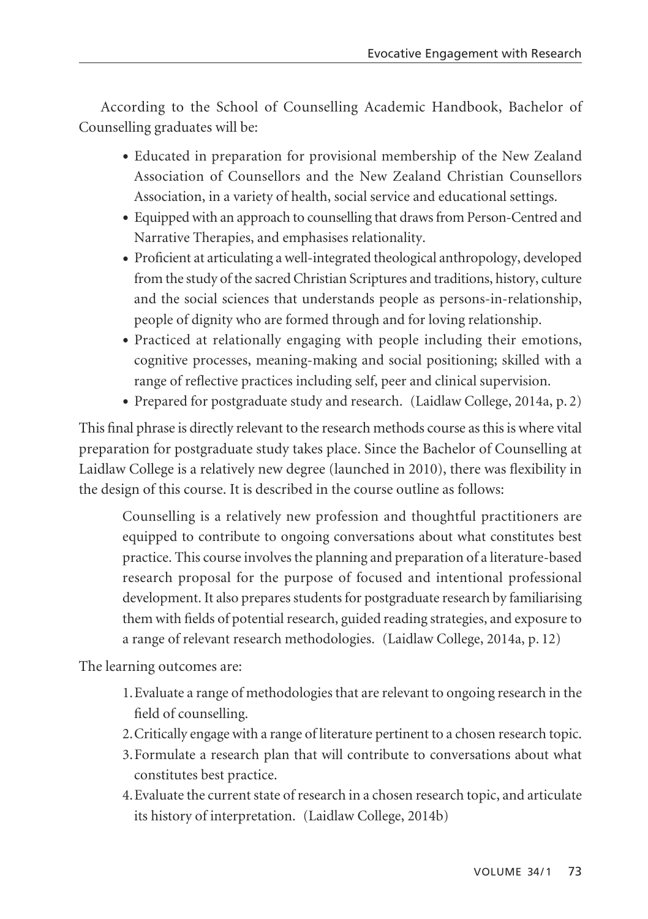According to the School of Counselling Academic Handbook, Bachelor of Counselling graduates will be:

- Educated in preparation for provisional membership of the New Zealand Association of Counsellors and the New Zealand Christian Counsellors Association, in a variety of health, social service and educational settings.
- Equipped with an approach to counselling that draws from Person-Centred and Narrative Therapies, and emphasises relationality.
- Proficient at articulating a well-integrated theological anthropology, developed from the study of the sacred Christian Scriptures and traditions, history, culture and the social sciences that understands people as persons-in-relationship, people of dignity who are formed through and for loving relationship.
- Practiced at relationally engaging with people including their emotions, cognitive processes, meaning-making and social positioning; skilled with a range of reflective practices including self, peer and clinical supervision.
- Prepared for postgraduate study and research. (Laidlaw College, 2014a, p. 2)

This final phrase is directly relevant to the research methods course as this is where vital preparation for postgraduate study takes place. Since the Bachelor of Counselling at Laidlaw College is a relatively new degree (launched in 2010), there was flexibility in the design of this course. It is described in the course outline as follows:

> Counselling is a relatively new profession and thoughtful practitioners are equipped to contribute to ongoing conversations about what constitutes best practice. This course involves the planning and preparation of a literature-based research proposal for the purpose of focused and intentional professional development. It also prepares students for postgraduate research by familiarising them with fields of potential research, guided reading strategies, and exposure to a range of relevant research methodologies. (Laidlaw College, 2014a, p. 12)

The learning outcomes are:

1. Evaluate a range of methodologies that are relevant to ongoing research in the field of counselling.
2. Critically engage with a range of literature pertinent to a chosen research topic.
3. Formulate a research plan that will contribute to conversations about what constitutes best practice.
4. Evaluate the current state of research in a chosen research topic, and articulate its history of interpretation. (Laidlaw College, 2014b)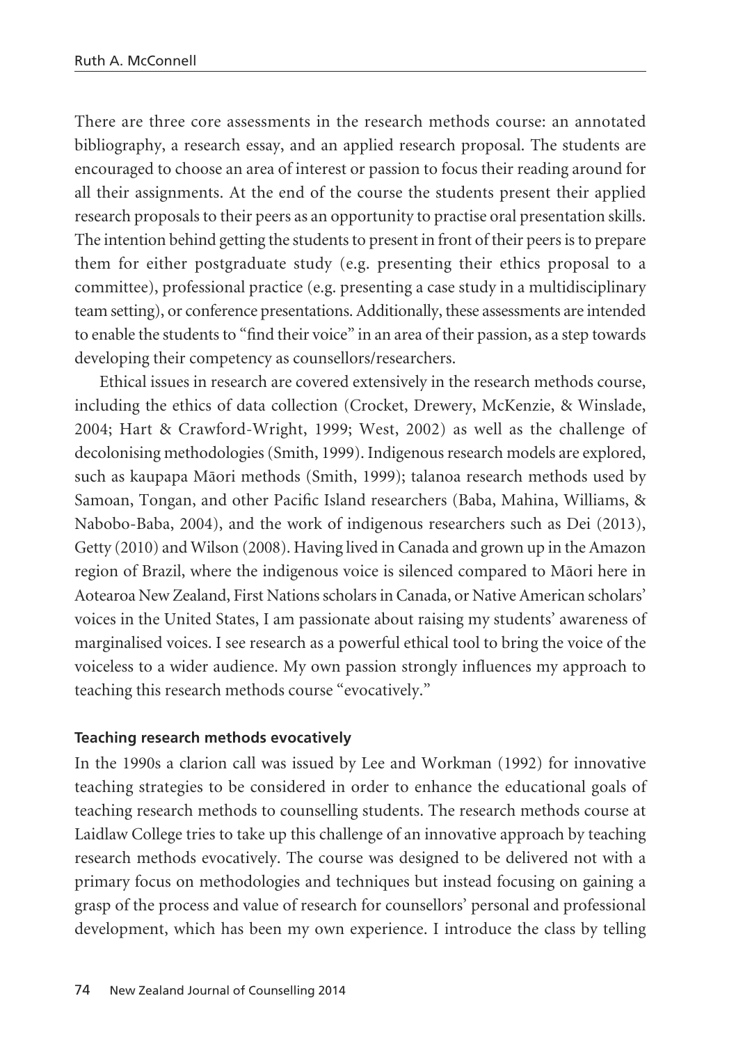There are three core assessments in the research methods course: an annotated bibliography, a research essay, and an applied research proposal. The students are encouraged to choose an area of interest or passion to focus their reading around for all their assignments. At the end of the course the students present their applied research proposals to their peers as an opportunity to practise oral presentation skills. The intention behind getting the students to present in front of their peers is to prepare them for either postgraduate study (e.g. presenting their ethics proposal to a committee), professional practice (e.g. presenting a case study in a multidisciplinary team setting), or conference presentations. Additionally, these assessments are intended to enable the students to "find their voice" in an area of their passion, as a step towards developing their competency as counsellors/researchers.

Ethical issues in research are covered extensively in the research methods course, including the ethics of data collection (Crocket, Drewery, McKenzie, & Winslade, 2004; Hart & Crawford-Wright, 1999; West, 2002) as well as the challenge of decolonising methodologies (Smith, 1999). Indigenous research models are explored, such as kaupapa Māori methods (Smith, 1999); talanoa research methods used by Samoan, Tongan, and other Pacific Island researchers (Baba, Mahina, Williams, & Nabobo-Baba, 2004), and the work of indigenous researchers such as Dei (2013), Getty (2010) and Wilson (2008). Having lived in Canada and grown up in the Amazon region of Brazil, where the indigenous voice is silenced compared to Māori here in Aotearoa New Zealand, First Nations scholars in Canada, or Native American scholars' voices in the United States, I am passionate about raising my students' awareness of marginalised voices. I see research as a powerful ethical tool to bring the voice of the voiceless to a wider audience. My own passion strongly influences my approach to teaching this research methods course "evocatively."

### Teaching research methods evocatively

In the 1990s a clarion call was issued by Lee and Workman (1992) for innovative teaching strategies to be considered in order to enhance the educational goals of teaching research methods to counselling students. The research methods course at Laidlaw College tries to take up this challenge of an innovative approach by teaching research methods evocatively. The course was designed to be delivered not with a primary focus on methodologies and techniques but instead focusing on gaining a grasp of the process and value of research for counsellors' personal and professional development, which has been my own experience. I introduce the class by telling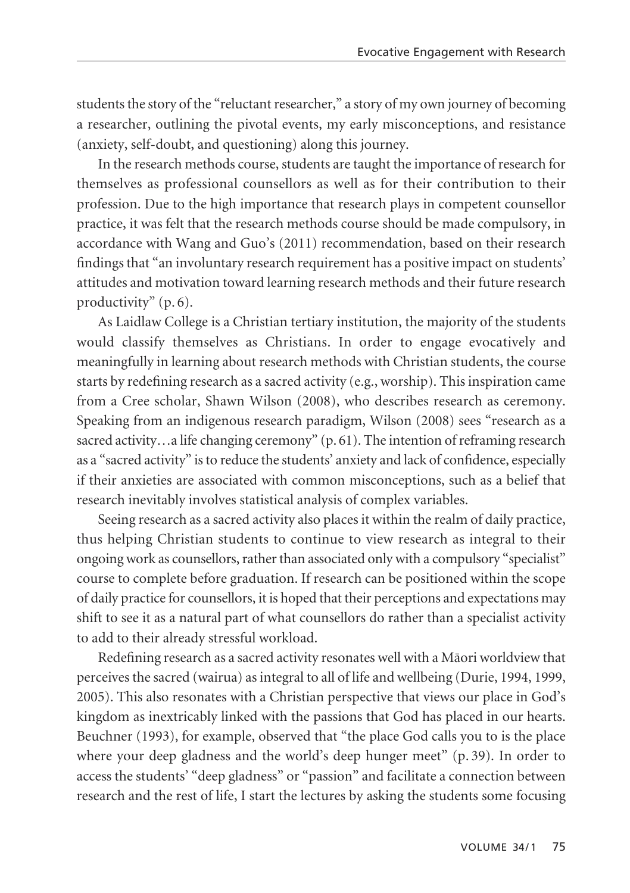students the story of the "reluctant researcher," a story of my own journey of becoming a researcher, outlining the pivotal events, my early misconceptions, and resistance (anxiety, self-doubt, and questioning) along this journey.

In the research methods course, students are taught the importance of research for themselves as professional counsellors as well as for their contribution to their profession. Due to the high importance that research plays in competent counsellor practice, it was felt that the research methods course should be made compulsory, in accordance with Wang and Guo's (2011) recommendation, based on their research findings that "an involuntary research requirement has a positive impact on students' attitudes and motivation toward learning research methods and their future research productivity" (p. 6).

As Laidlaw College is a Christian tertiary institution, the majority of the students would classify themselves as Christians. In order to engage evocatively and meaningfully in learning about research methods with Christian students, the course starts by redefining research as a sacred activity (e.g., worship). This inspiration came from a Cree scholar, Shawn Wilson (2008), who describes research as ceremony. Speaking from an indigenous research paradigm, Wilson (2008) sees "research as a sacred activity…a life changing ceremony" (p. 61). The intention of reframing research as a "sacred activity" is to reduce the students' anxiety and lack of confidence, especially if their anxieties are associated with common misconceptions, such as a belief that research inevitably involves statistical analysis of complex variables.

Seeing research as a sacred activity also places it within the realm of daily practice, thus helping Christian students to continue to view research as integral to their ongoing work as counsellors, rather than associated only with a compulsory "specialist" course to complete before graduation. If research can be positioned within the scope of daily practice for counsellors, it is hoped that their perceptions and expectations may shift to see it as a natural part of what counsellors do rather than a specialist activity to add to their already stressful workload.

Redefining research as a sacred activity resonates well with a Māori worldview that perceives the sacred (wairua) as integral to all of life and wellbeing (Durie, 1994, 1999, 2005). This also resonates with a Christian perspective that views our place in God's kingdom as inextricably linked with the passions that God has placed in our hearts. Beuchner (1993), for example, observed that "the place God calls you to is the place where your deep gladness and the world's deep hunger meet" (p. 39). In order to access the students' "deep gladness" or "passion" and facilitate a connection between research and the rest of life, I start the lectures by asking the students some focusing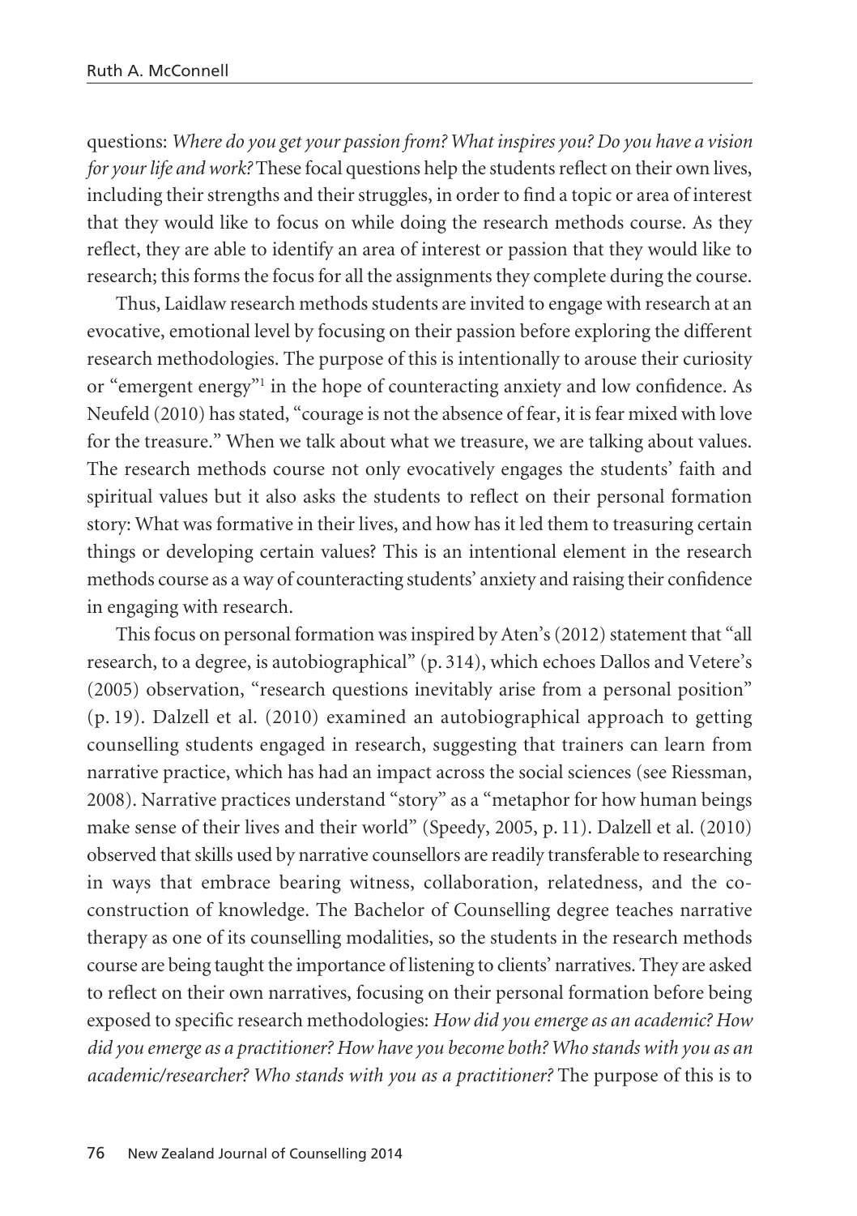questions: *Where do you get your passion from? What inspires you? Do you have a vision for your life and work?* These focal questions help the students reflect on their own lives, including their strengths and their struggles, in order to find a topic or area of interest that they would like to focus on while doing the research methods course. As they reflect, they are able to identify an area of interest or passion that they would like to research; this forms the focus for all the assignments they complete during the course.

Thus, Laidlaw research methods students are invited to engage with research at an evocative, emotional level by focusing on their passion before exploring the different research methodologies. The purpose of this is intentionally to arouse their curiosity or "emergent energy"[1] in the hope of counteracting anxiety and low confidence. As Neufeld (2010) has stated, "courage is not the absence of fear, it is fear mixed with love for the treasure." When we talk about what we treasure, we are talking about values. The research methods course not only evocatively engages the students' faith and spiritual values but it also asks the students to reflect on their personal formation story: What was formative in their lives, and how has it led them to treasuring certain things or developing certain values? This is an intentional element in the research methods course as a way of counteracting students' anxiety and raising their confidence in engaging with research.

This focus on personal formation was inspired by Aten's (2012) statement that "all research, to a degree, is autobiographical" (p. 314), which echoes Dallos and Vetere's (2005) observation, "research questions inevitably arise from a personal position" (p. 19). Dalzell et al. (2010) examined an autobiographical approach to getting counselling students engaged in research, suggesting that trainers can learn from narrative practice, which has had an impact across the social sciences (see Riessman, 2008). Narrative practices understand "story" as a "metaphor for how human beings make sense of their lives and their world" (Speedy, 2005, p. 11). Dalzell et al. (2010) observed that skills used by narrative counsellors are readily transferable to researching in ways that embrace bearing witness, collaboration, relatedness, and the co-construction of knowledge. The Bachelor of Counselling degree teaches narrative therapy as one of its counselling modalities, so the students in the research methods course are being taught the importance of listening to clients' narratives. They are asked to reflect on their own narratives, focusing on their personal formation before being exposed to specific research methodologies: *How did you emerge as an academic? How did you emerge as a practitioner? How have you become both? Who stands with you as an academic/researcher? Who stands with you as a practitioner?* The purpose of this is to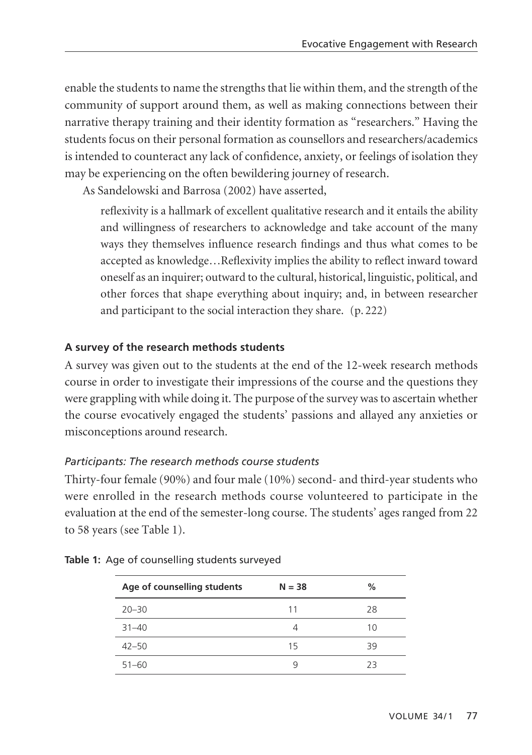enable the students to name the strengths that lie within them, and the strength of the community of support around them, as well as making connections between their narrative therapy training and their identity formation as "researchers." Having the students focus on their personal formation as counsellors and researchers/academics is intended to counteract any lack of confidence, anxiety, or feelings of isolation they may be experiencing on the often bewildering journey of research.

As Sandelowski and Barrosa (2002) have asserted,

> reflexivity is a hallmark of excellent qualitative research and it entails the ability and willingness of researchers to acknowledge and take account of the many ways they themselves influence research findings and thus what comes to be accepted as knowledge…Reflexivity implies the ability to reflect inward toward oneself as an inquirer; outward to the cultural, historical, linguistic, political, and other forces that shape everything about inquiry; and, in between researcher and participant to the social interaction they share. (p. 222)

### A survey of the research methods students

A survey was given out to the students at the end of the 12-week research methods course in order to investigate their impressions of the course and the questions they were grappling with while doing it. The purpose of the survey was to ascertain whether the course evocatively engaged the students' passions and allayed any anxieties or misconceptions around research.

#### *Participants: The research methods course students*

Thirty-four female (90%) and four male (10%) second- and third-year students who were enrolled in the research methods course volunteered to participate in the evaluation at the end of the semester-long course. The students' ages ranged from 22 to 58 years (see Table 1).

**Table 1:** Age of counselling students surveyed

| Age of counselling students | N = 38 | % |
|---|---|---|
| 20–30 | 11 | 28 |
| 31–40 | 4 | 10 |
| 42–50 | 15 | 39 |
| 51–60 | 9 | 23 |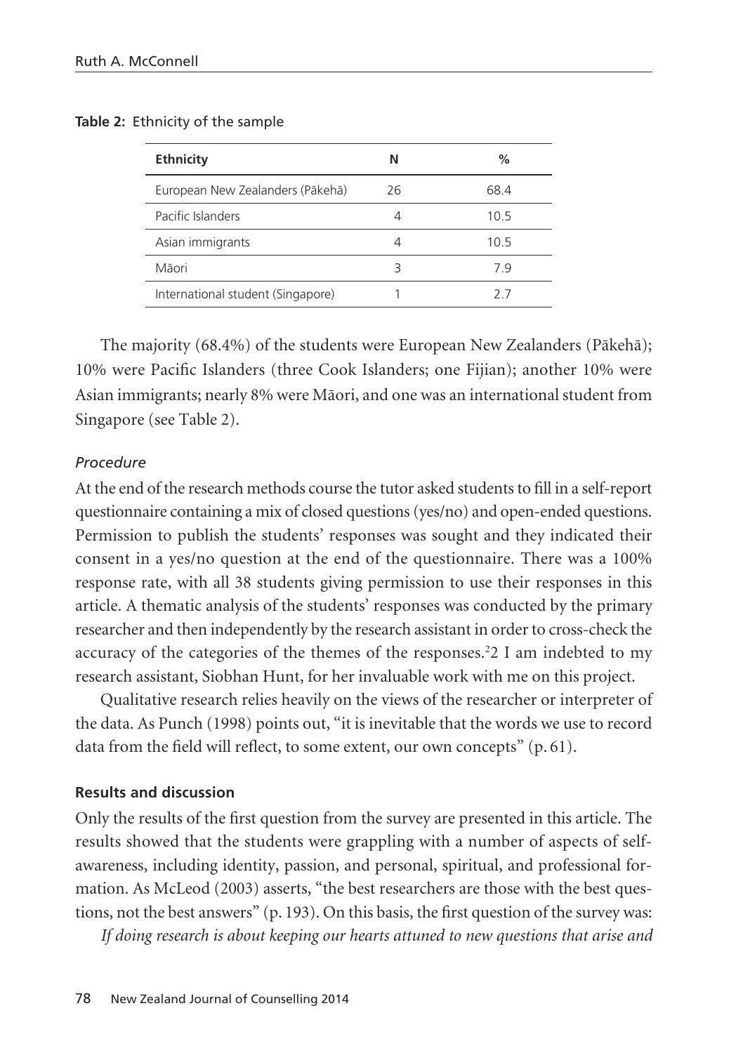**Table 2:** Ethnicity of the sample

| Ethnicity | N | % |
|---|---|---|
| European New Zealanders (Pākehā) | 26 | 68.4 |
| Pacific Islanders | 4 | 10.5 |
| Asian immigrants | 4 | 10.5 |
| Māori | 3 | 7.9 |
| International student (Singapore) | 1 | 2.7 |

The majority (68.4%) of the students were European New Zealanders (Pākehā); 10% were Pacific Islanders (three Cook Islanders; one Fijian); another 10% were Asian immigrants; nearly 8% were Māori, and one was an international student from Singapore (see Table 2).

*Procedure*

At the end of the research methods course the tutor asked students to fill in a self-report questionnaire containing a mix of closed questions (yes/no) and open-ended questions. Permission to publish the students' responses was sought and they indicated their consent in a yes/no question at the end of the questionnaire. There was a 100% response rate, with all 38 students giving permission to use their responses in this article. A thematic analysis of the students' responses was conducted by the primary researcher and then independently by the research assistant in order to cross-check the accuracy of the categories of the themes of the responses.[2]2 I am indebted to my research assistant, Siobhan Hunt, for her invaluable work with me on this project.

Qualitative research relies heavily on the views of the researcher or interpreter of the data. As Punch (1998) points out, "it is inevitable that the words we use to record data from the field will reflect, to some extent, our own concepts" (p. 61).

**Results and discussion**

Only the results of the first question from the survey are presented in this article. The results showed that the students were grappling with a number of aspects of self-awareness, including identity, passion, and personal, spiritual, and professional formation. As McLeod (2003) asserts, "the best researchers are those with the best questions, not the best answers" (p. 193). On this basis, the first question of the survey was:

*If doing research is about keeping our hearts attuned to new questions that arise and*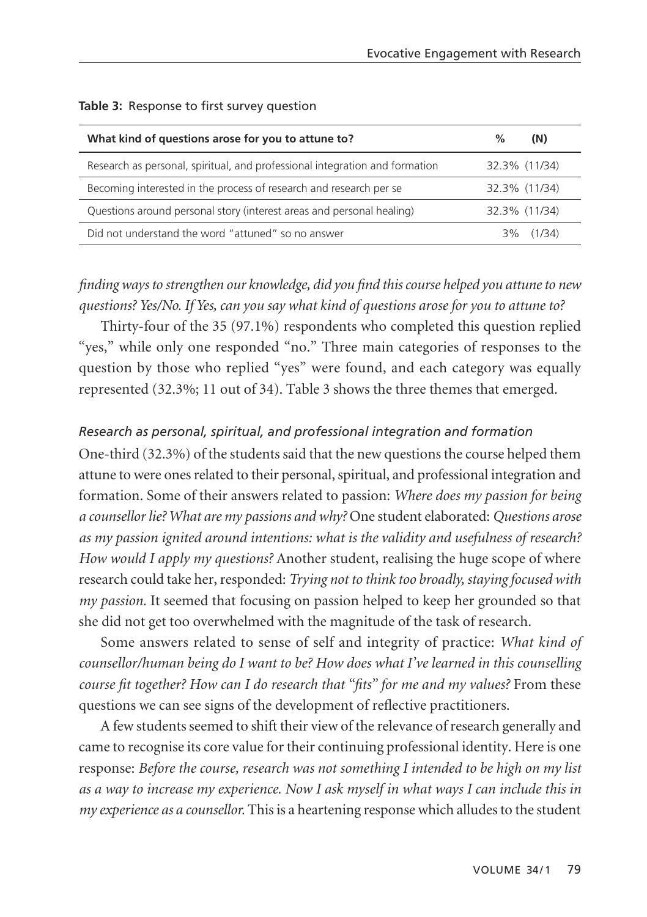**Table 3:** Response to first survey question

| What kind of questions arose for you to attune to? | % | (N) |
|---|---|---|
| Research as personal, spiritual, and professional integration and formation | 32.3% | (11/34) |
| Becoming interested in the process of research and research per se | 32.3% | (11/34) |
| Questions around personal story (interest areas and personal healing) | 32.3% | (11/34) |
| Did not understand the word "attuned" so no answer | 3% | (1/34) |

*finding ways to strengthen our knowledge, did you find this course helped you attune to new questions? Yes/No. If Yes, can you say what kind of questions arose for you to attune to?*

Thirty-four of the 35 (97.1%) respondents who completed this question replied "yes," while only one responded "no." Three main categories of responses to the question by those who replied "yes" were found, and each category was equally represented (32.3%; 11 out of 34). Table 3 shows the three themes that emerged.

### *Research as personal, spiritual, and professional integration and formation*

One-third (32.3%) of the students said that the new questions the course helped them attune to were ones related to their personal, spiritual, and professional integration and formation. Some of their answers related to passion: *Where does my passion for being a counsellor lie? What are my passions and why?* One student elaborated: *Questions arose as my passion ignited around intentions: what is the validity and usefulness of research? How would I apply my questions?* Another student, realising the huge scope of where research could take her, responded: *Trying not to think too broadly, staying focused with my passion.* It seemed that focusing on passion helped to keep her grounded so that she did not get too overwhelmed with the magnitude of the task of research.

Some answers related to sense of self and integrity of practice: *What kind of counsellor/human being do I want to be? How does what I've learned in this counselling course fit together? How can I do research that "fits" for me and my values?* From these questions we can see signs of the development of reflective practitioners.

A few students seemed to shift their view of the relevance of research generally and came to recognise its core value for their continuing professional identity. Here is one response: *Before the course, research was not something I intended to be high on my list as a way to increase my experience. Now I ask myself in what ways I can include this in my experience as a counsellor.* This is a heartening response which alludes to the student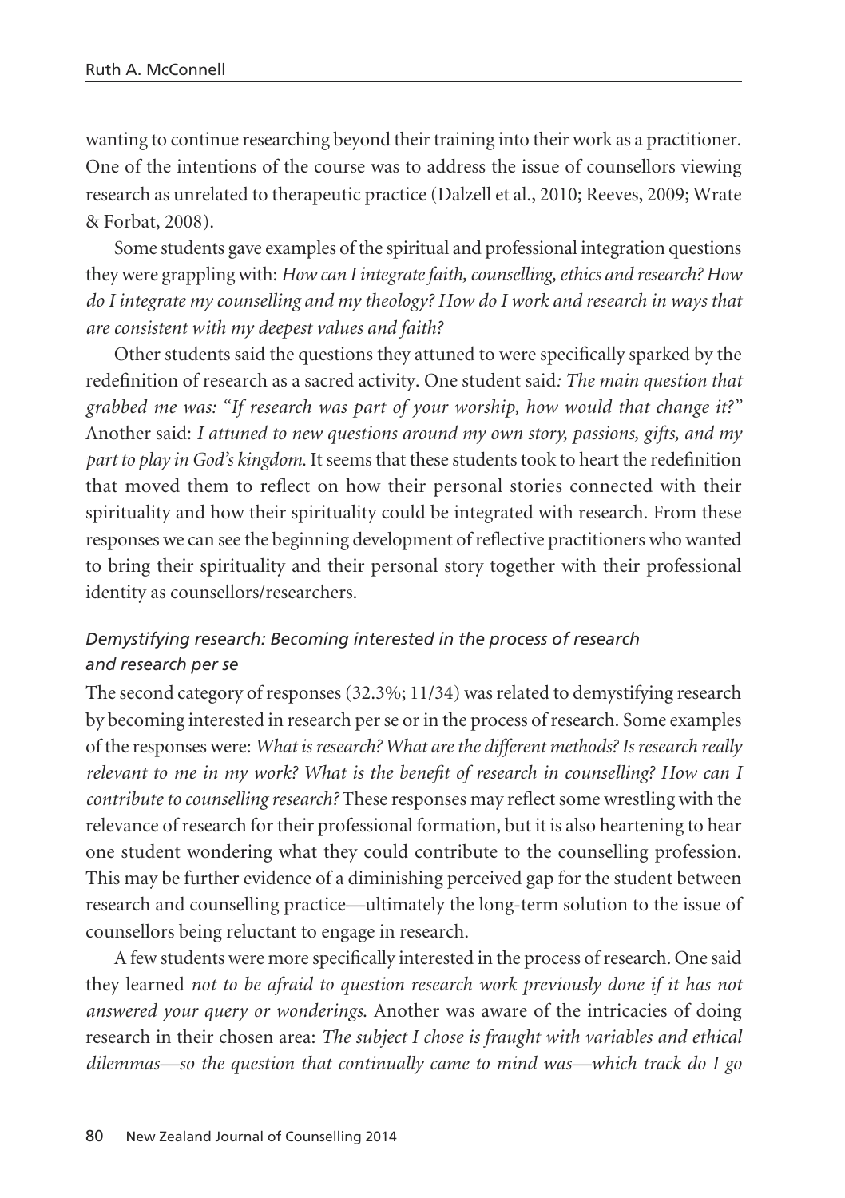wanting to continue researching beyond their training into their work as a practitioner. One of the intentions of the course was to address the issue of counsellors viewing research as unrelated to therapeutic practice (Dalzell et al., 2010; Reeves, 2009; Wrate & Forbat, 2008).

Some students gave examples of the spiritual and professional integration questions they were grappling with: *How can I integrate faith, counselling, ethics and research? How do I integrate my counselling and my theology? How do I work and research in ways that are consistent with my deepest values and faith?*

Other students said the questions they attuned to were specifically sparked by the redefinition of research as a sacred activity. One student said*: The main question that grabbed me was: "If research was part of your worship, how would that change it?"* Another said: *I attuned to new questions around my own story, passions, gifts, and my part to play in God's kingdom.* It seems that these students took to heart the redefinition that moved them to reflect on how their personal stories connected with their spirituality and how their spirituality could be integrated with research. From these responses we can see the beginning development of reflective practitioners who wanted to bring their spirituality and their personal story together with their professional identity as counsellors/researchers.

### *Demystifying research: Becoming interested in the process of research and research per se*

The second category of responses (32.3%; 11/34) was related to demystifying research by becoming interested in research per se or in the process of research. Some examples of the responses were: *What is research? What are the different methods? Is research really relevant to me in my work? What is the benefit of research in counselling? How can I contribute to counselling research?* These responses may reflect some wrestling with the relevance of research for their professional formation, but it is also heartening to hear one student wondering what they could contribute to the counselling profession. This may be further evidence of a diminishing perceived gap for the student between research and counselling practice—ultimately the long-term solution to the issue of counsellors being reluctant to engage in research.

A few students were more specifically interested in the process of research. One said they learned *not to be afraid to question research work previously done if it has not answered your query or wonderings.* Another was aware of the intricacies of doing research in their chosen area: *The subject I chose is fraught with variables and ethical dilemmas—so the question that continually came to mind was—which track do I go*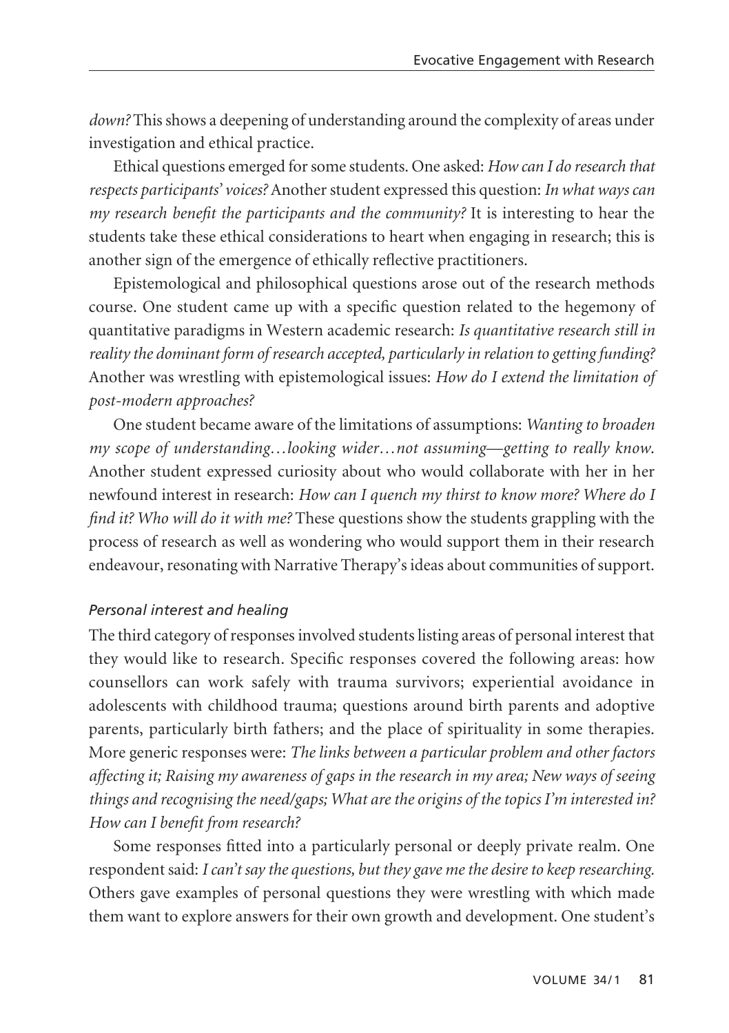*down?* This shows a deepening of understanding around the complexity of areas under investigation and ethical practice.

Ethical questions emerged for some students. One asked: *How can I do research that respects participants' voices?* Another student expressed this question: *In what ways can my research benefit the participants and the community?* It is interesting to hear the students take these ethical considerations to heart when engaging in research; this is another sign of the emergence of ethically reflective practitioners.

Epistemological and philosophical questions arose out of the research methods course. One student came up with a specific question related to the hegemony of quantitative paradigms in Western academic research: *Is quantitative research still in reality the dominant form of research accepted, particularly in relation to getting funding?* Another was wrestling with epistemological issues: *How do I extend the limitation of post-modern approaches?*

One student became aware of the limitations of assumptions: *Wanting to broaden my scope of understanding…looking wider…not assuming—getting to really know.* Another student expressed curiosity about who would collaborate with her in her newfound interest in research: *How can I quench my thirst to know more? Where do I find it? Who will do it with me?* These questions show the students grappling with the process of research as well as wondering who would support them in their research endeavour, resonating with Narrative Therapy's ideas about communities of support.

### *Personal interest and healing*

The third category of responses involved students listing areas of personal interest that they would like to research. Specific responses covered the following areas: how counsellors can work safely with trauma survivors; experiential avoidance in adolescents with childhood trauma; questions around birth parents and adoptive parents, particularly birth fathers; and the place of spirituality in some therapies. More generic responses were: *The links between a particular problem and other factors affecting it; Raising my awareness of gaps in the research in my area; New ways of seeing things and recognising the need/gaps; What are the origins of the topics I'm interested in? How can I benefit from research?*

Some responses fitted into a particularly personal or deeply private realm. One respondent said: *I can't say the questions, but they gave me the desire to keep researching.* Others gave examples of personal questions they were wrestling with which made them want to explore answers for their own growth and development. One student's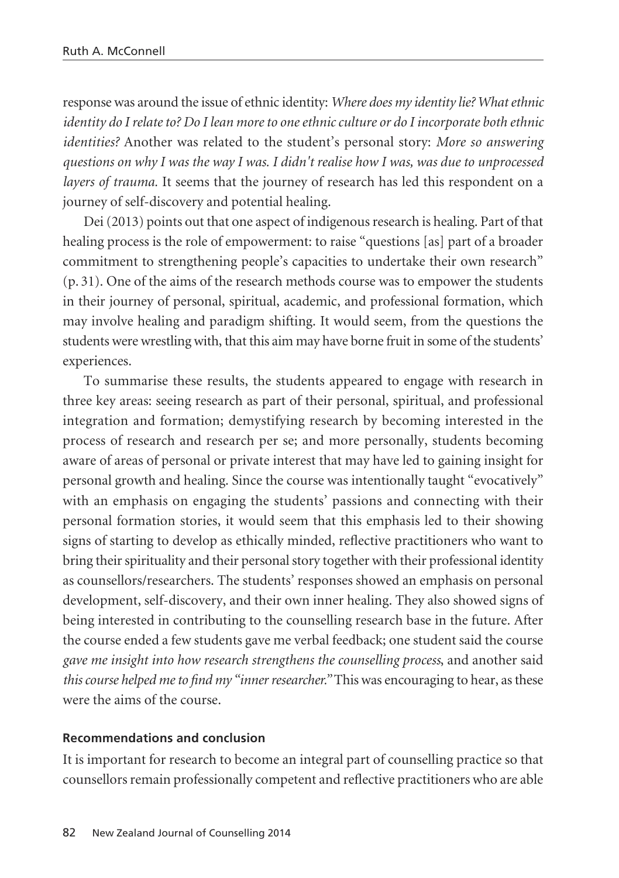response was around the issue of ethnic identity: *Where does my identity lie? What ethnic identity do I relate to? Do I lean more to one ethnic culture or do I incorporate both ethnic identities?* Another was related to the student's personal story: *More so answering questions on why I was the way I was. I didn't realise how I was, was due to unprocessed layers of trauma.* It seems that the journey of research has led this respondent on a journey of self-discovery and potential healing.

Dei (2013) points out that one aspect of indigenous research is healing. Part of that healing process is the role of empowerment: to raise "questions [as] part of a broader commitment to strengthening people's capacities to undertake their own research" (p. 31). One of the aims of the research methods course was to empower the students in their journey of personal, spiritual, academic, and professional formation, which may involve healing and paradigm shifting. It would seem, from the questions the students were wrestling with, that this aim may have borne fruit in some of the students' experiences.

To summarise these results, the students appeared to engage with research in three key areas: seeing research as part of their personal, spiritual, and professional integration and formation; demystifying research by becoming interested in the process of research and research per se; and more personally, students becoming aware of areas of personal or private interest that may have led to gaining insight for personal growth and healing. Since the course was intentionally taught "evocatively" with an emphasis on engaging the students' passions and connecting with their personal formation stories, it would seem that this emphasis led to their showing signs of starting to develop as ethically minded, reflective practitioners who want to bring their spirituality and their personal story together with their professional identity as counsellors/researchers. The students' responses showed an emphasis on personal development, self-discovery, and their own inner healing. They also showed signs of being interested in contributing to the counselling research base in the future. After the course ended a few students gave me verbal feedback; one student said the course *gave me insight into how research strengthens the counselling process*, and another said *this course helped me to find my "inner researcher."* This was encouraging to hear, as these were the aims of the course.

### Recommendations and conclusion

It is important for research to become an integral part of counselling practice so that counsellors remain professionally competent and reflective practitioners who are able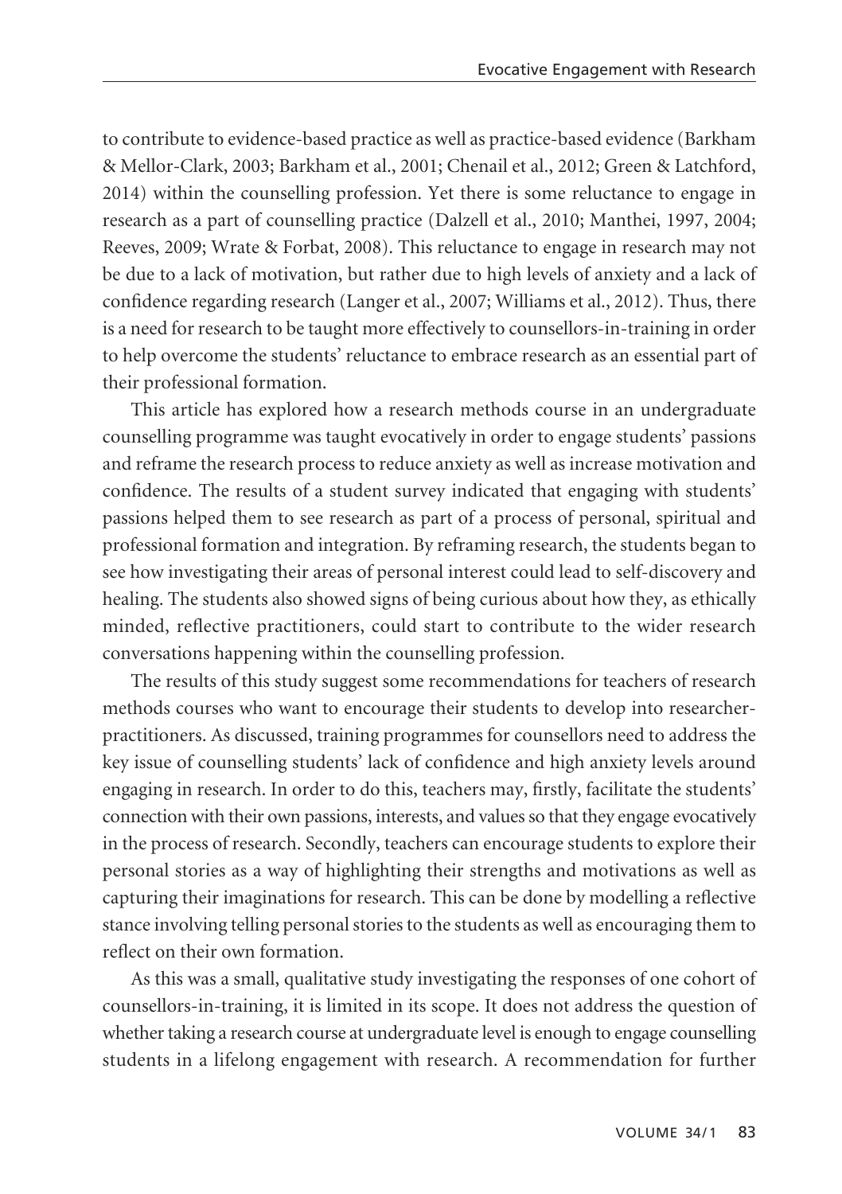to contribute to evidence-based practice as well as practice-based evidence (Barkham & Mellor-Clark, 2003; Barkham et al., 2001; Chenail et al., 2012; Green & Latchford, 2014) within the counselling profession. Yet there is some reluctance to engage in research as a part of counselling practice (Dalzell et al., 2010; Manthei, 1997, 2004; Reeves, 2009; Wrate & Forbat, 2008). This reluctance to engage in research may not be due to a lack of motivation, but rather due to high levels of anxiety and a lack of confidence regarding research (Langer et al., 2007; Williams et al., 2012). Thus, there is a need for research to be taught more effectively to counsellors-in-training in order to help overcome the students' reluctance to embrace research as an essential part of their professional formation.

This article has explored how a research methods course in an undergraduate counselling programme was taught evocatively in order to engage students' passions and reframe the research process to reduce anxiety as well as increase motivation and confidence. The results of a student survey indicated that engaging with students' passions helped them to see research as part of a process of personal, spiritual and professional formation and integration. By reframing research, the students began to see how investigating their areas of personal interest could lead to self-discovery and healing. The students also showed signs of being curious about how they, as ethically minded, reflective practitioners, could start to contribute to the wider research conversations happening within the counselling profession.

The results of this study suggest some recommendations for teachers of research methods courses who want to encourage their students to develop into researcher-practitioners. As discussed, training programmes for counsellors need to address the key issue of counselling students' lack of confidence and high anxiety levels around engaging in research. In order to do this, teachers may, firstly, facilitate the students' connection with their own passions, interests, and values so that they engage evocatively in the process of research. Secondly, teachers can encourage students to explore their personal stories as a way of highlighting their strengths and motivations as well as capturing their imaginations for research. This can be done by modelling a reflective stance involving telling personal stories to the students as well as encouraging them to reflect on their own formation.

As this was a small, qualitative study investigating the responses of one cohort of counsellors-in-training, it is limited in its scope. It does not address the question of whether taking a research course at undergraduate level is enough to engage counselling students in a lifelong engagement with research. A recommendation for further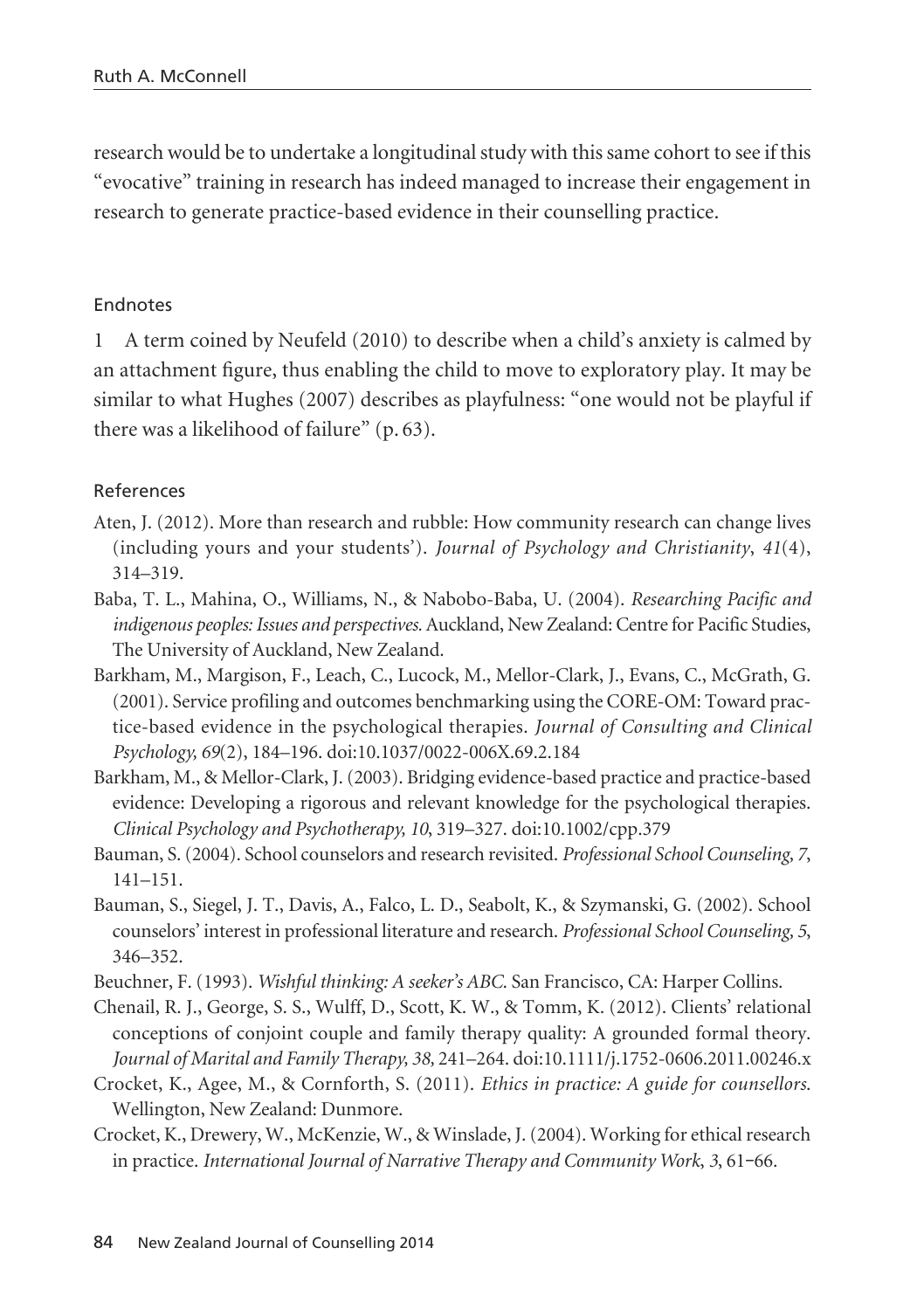research would be to undertake a longitudinal study with this same cohort to see if this "evocative" training in research has indeed managed to increase their engagement in research to generate practice-based evidence in their counselling practice.

## Endnotes

1 A term coined by Neufeld (2010) to describe when a child's anxiety is calmed by an attachment figure, thus enabling the child to move to exploratory play. It may be similar to what Hughes (2007) describes as playfulness: "one would not be playful if there was a likelihood of failure" (p. 63).

## References

Aten, J. (2012). More than research and rubble: How community research can change lives (including yours and your students'). *Journal of Psychology and Christianity*, *41*(4), 314–319.

Baba, T. L., Mahina, O., Williams, N., & Nabobo-Baba, U. (2004). *Researching Pacific and indigenous peoples: Issues and perspectives.* Auckland, New Zealand: Centre for Pacific Studies, The University of Auckland, New Zealand.

Barkham, M., Margison, F., Leach, C., Lucock, M., Mellor-Clark, J., Evans, C., McGrath, G. (2001). Service profiling and outcomes benchmarking using the CORE-OM: Toward practice-based evidence in the psychological therapies. *Journal of Consulting and Clinical Psychology, 69*(2), 184–196. doi:10.1037/0022-006X.69.2.184

Barkham, M., & Mellor-Clark, J. (2003). Bridging evidence-based practice and practice-based evidence: Developing a rigorous and relevant knowledge for the psychological therapies. *Clinical Psychology and Psychotherapy, 10*, 319–327. doi:10.1002/cpp.379

Bauman, S. (2004). School counselors and research revisited. *Professional School Counseling, 7*, 141–151.

Bauman, S., Siegel, J. T., Davis, A., Falco, L. D., Seabolt, K., & Szymanski, G. (2002). School counselors' interest in professional literature and research. *Professional School Counseling, 5*, 346–352.

Beuchner, F. (1993). *Wishful thinking: A seeker's ABC.* San Francisco, CA: Harper Collins.

Chenail, R. J., George, S. S., Wulff, D., Scott, K. W., & Tomm, K. (2012). Clients' relational conceptions of conjoint couple and family therapy quality: A grounded formal theory. *Journal of Marital and Family Therapy, 38,* 241–264. doi:10.1111/j.1752-0606.2011.00246.x

Crocket, K., Agee, M., & Cornforth, S. (2011). *Ethics in practice: A guide for counsellors.* Wellington, New Zealand: Dunmore.

Crocket, K., Drewery, W., McKenzie, W., & Winslade, J. (2004). Working for ethical research in practice. *International Journal of Narrative Therapy and Community Work, 3*, 61–66.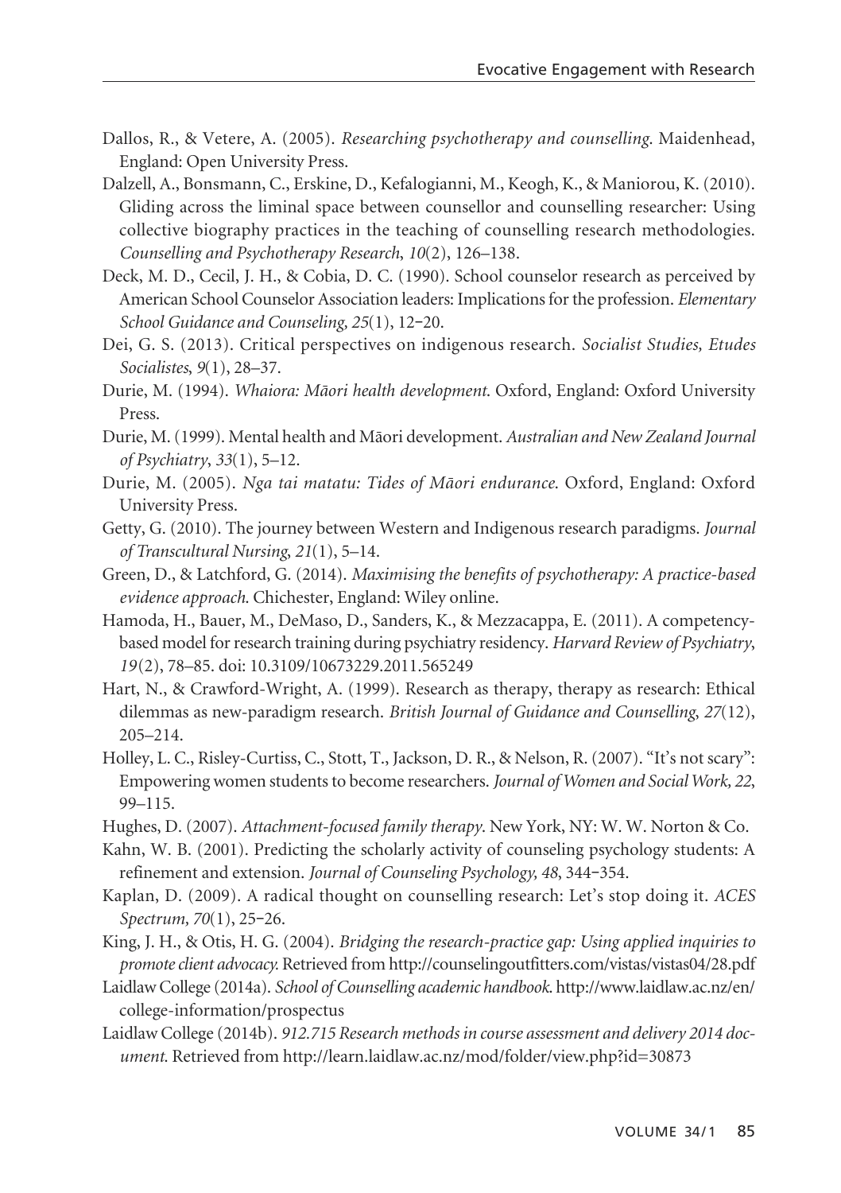Dallos, R., & Vetere, A. (2005). *Researching psychotherapy and counselling*. Maidenhead, England: Open University Press.

Dalzell, A., Bonsmann, C., Erskine, D., Kefalogianni, M., Keogh, K., & Maniorou, K. (2010). Gliding across the liminal space between counsellor and counselling researcher: Using collective biography practices in the teaching of counselling research methodologies. *Counselling and Psychotherapy Research*, *10*(2), 126–138.

Deck, M. D., Cecil, J. H., & Cobia, D. C. (1990). School counselor research as perceived by American School Counselor Association leaders: Implications for the profession. *Elementary School Guidance and Counseling, 25*(1), 12−20.

Dei, G. S. (2013). Critical perspectives on indigenous research. *Socialist Studies, Etudes Socialistes*, *9*(1), 28–37.

Durie, M. (1994). *Whaiora: Māori health development*. Oxford, England: Oxford University Press.

Durie, M. (1999). Mental health and Māori development. *Australian and New Zealand Journal of Psychiatry*, *33*(1), 5–12.

Durie, M. (2005). *Nga tai matatu: Tides of Māori endurance*. Oxford, England: Oxford University Press.

Getty, G. (2010). The journey between Western and Indigenous research paradigms. *Journal of Transcultural Nursing*, *21*(1), 5–14.

Green, D., & Latchford, G. (2014). *Maximising the benefits of psychotherapy: A practice-based evidence approach*. Chichester, England: Wiley online.

Hamoda, H., Bauer, M., DeMaso, D., Sanders, K., & Mezzacappa, E. (2011). A competency-based model for research training during psychiatry residency. *Harvard Review of Psychiatry*, *19*(2), 78–85. doi: 10.3109/10673229.2011.565249

Hart, N., & Crawford-Wright, A. (1999). Research as therapy, therapy as research: Ethical dilemmas as new-paradigm research. *British Journal of Guidance and Counselling*, *27*(12), 205–214.

Holley, L. C., Risley-Curtiss, C., Stott, T., Jackson, D. R., & Nelson, R. (2007). "It's not scary": Empowering women students to become researchers. *Journal of Women and Social Work, 22*, 99–115.

Hughes, D. (2007). *Attachment-focused family therapy*. New York, NY: W. W. Norton & Co.

Kahn, W. B. (2001). Predicting the scholarly activity of counseling psychology students: A refinement and extension. *Journal of Counseling Psychology, 48*, 344−354.

Kaplan, D. (2009). A radical thought on counselling research: Let's stop doing it. *ACES Spectrum, 70*(1), 25−26.

King, J. H., & Otis, H. G. (2004). *Bridging the research-practice gap: Using applied inquiries to promote client advocacy.* Retrieved from http://counselingoutfitters.com/vistas/vistas04/28.pdf

Laidlaw College (2014a). *School of Counselling academic handbook*. http://www.laidlaw.ac.nz/en/college-information/prospectus

Laidlaw College (2014b). *912.715 Research methods in course assessment and delivery 2014 document*. Retrieved from http://learn.laidlaw.ac.nz/mod/folder/view.php?id=30873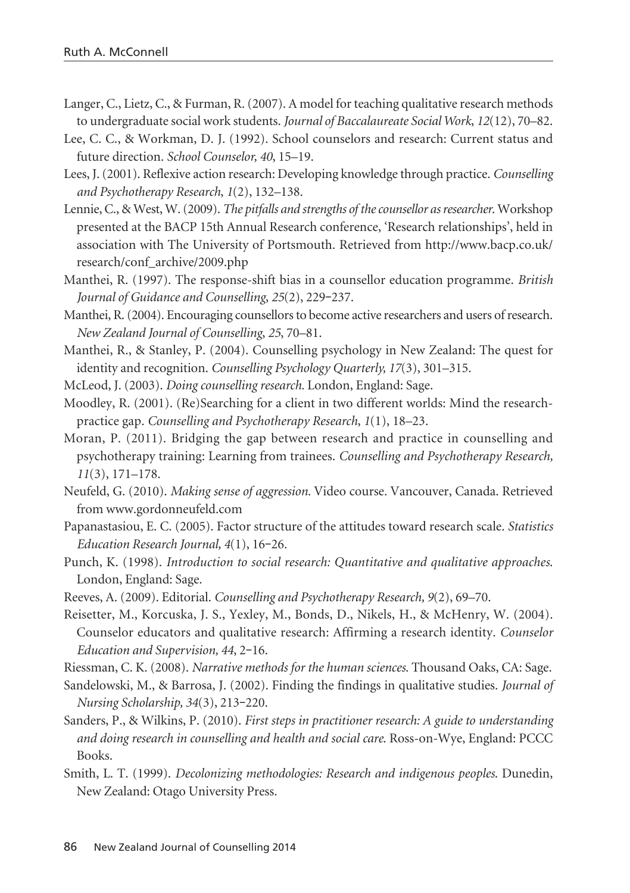Langer, C., Lietz, C., & Furman, R. (2007). A model for teaching qualitative research methods to undergraduate social work students. *Journal of Baccalaureate Social Work*, *12*(12), 70–82.

Lee, C. C., & Workman, D. J. (1992). School counselors and research: Current status and future direction. *School Counselor, 40*, 15–19.

Lees, J. (2001). Reflexive action research: Developing knowledge through practice. *Counselling and Psychotherapy Research*, *1*(2), 132–138.

Lennie, C., & West, W. (2009). *The pitfalls and strengths of the counsellor as researcher*. Workshop presented at the BACP 15th Annual Research conference, 'Research relationships', held in association with The University of Portsmouth. Retrieved from http://www.bacp.co.uk/research/conf_archive/2009.php

Manthei, R. (1997). The response-shift bias in a counsellor education programme. *British Journal of Guidance and Counselling*, *25*(2), 229–237.

Manthei, R. (2004). Encouraging counsellors to become active researchers and users of research. *New Zealand Journal of Counselling*, *25*, 70–81.

Manthei, R., & Stanley, P. (2004). Counselling psychology in New Zealand: The quest for identity and recognition. *Counselling Psychology Quarterly, 17*(3), 301–315.

McLeod, J. (2003). *Doing counselling research.* London, England: Sage.

Moodley, R. (2001). (Re)Searching for a client in two different worlds: Mind the research-practice gap. *Counselling and Psychotherapy Research*, *1*(1), 18–23.

Moran, P. (2011). Bridging the gap between research and practice in counselling and psychotherapy training: Learning from trainees. *Counselling and Psychotherapy Research, 11*(3), 171–178.

Neufeld, G. (2010). *Making sense of aggression*. Video course. Vancouver, Canada. Retrieved from www.gordonneufeld.com

Papanastasiou, E. C. (2005). Factor structure of the attitudes toward research scale. *Statistics Education Research Journal, 4*(1), 16–26.

Punch, K. (1998). *Introduction to social research: Quantitative and qualitative approaches*. London, England: Sage.

Reeves, A. (2009). Editorial. *Counselling and Psychotherapy Research, 9*(2), 69–70.

Reisetter, M., Korcuska, J. S., Yexley, M., Bonds, D., Nikels, H., & McHenry, W. (2004). Counselor educators and qualitative research: Affirming a research identity. *Counselor Education and Supervision, 44*, 2–16.

Riessman, C. K. (2008). *Narrative methods for the human sciences*. Thousand Oaks, CA: Sage.

Sandelowski, M., & Barrosa, J. (2002). Finding the findings in qualitative studies. *Journal of Nursing Scholarship, 34*(3), 213–220.

Sanders, P., & Wilkins, P. (2010). *First steps in practitioner research: A guide to understanding and doing research in counselling and health and social care*. Ross-on-Wye, England: PCCC Books.

Smith, L. T. (1999). *Decolonizing methodologies: Research and indigenous peoples*. Dunedin, New Zealand: Otago University Press.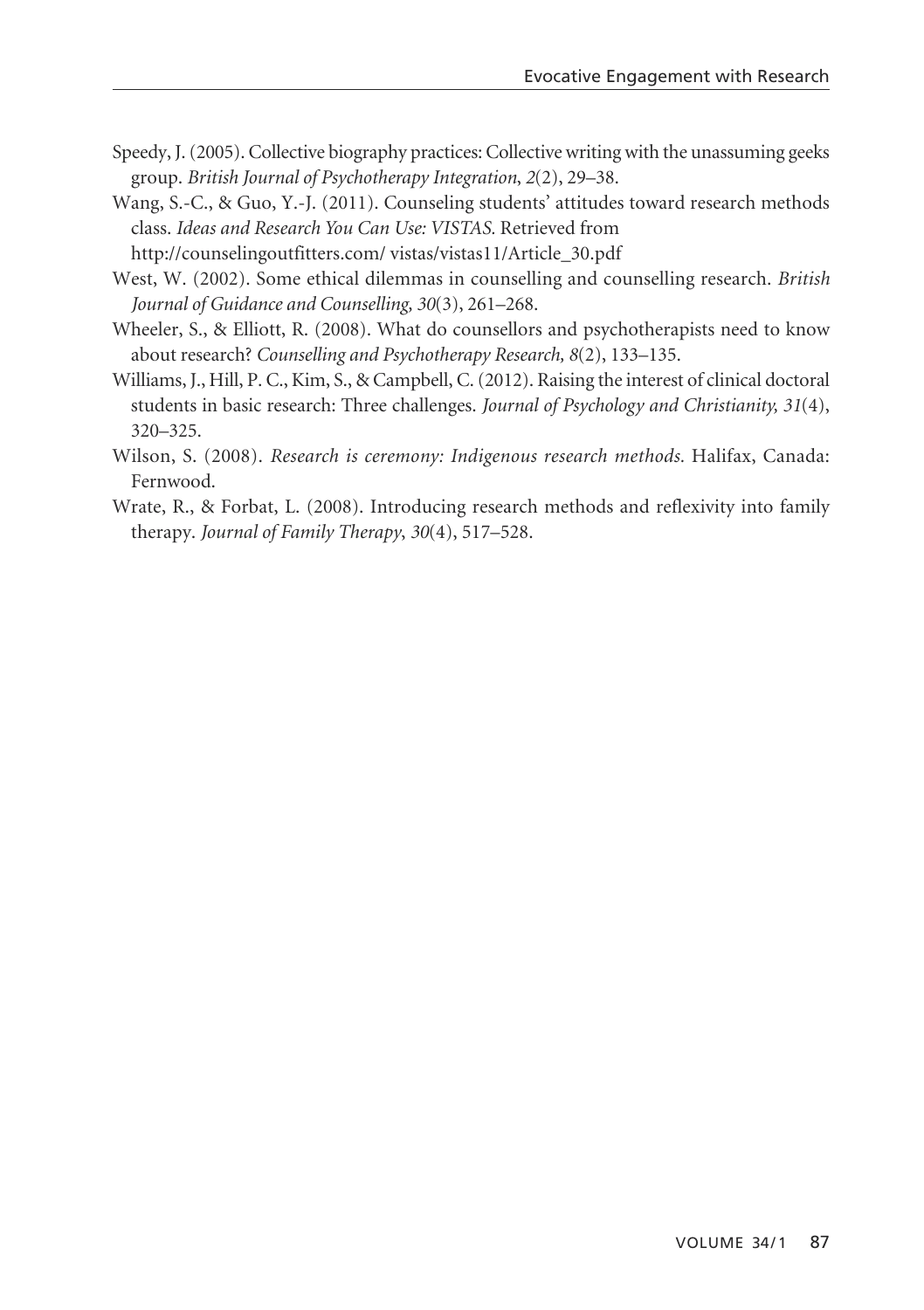Speedy, J. (2005). Collective biography practices: Collective writing with the unassuming geeks group. *British Journal of Psychotherapy Integration*, *2*(2), 29–38.

Wang, S.-C., & Guo, Y.-J. (2011). Counseling students' attitudes toward research methods class. *Ideas and Research You Can Use: VISTAS*. Retrieved from http://counselingoutfitters.com/ vistas/vistas11/Article_30.pdf

West, W. (2002). Some ethical dilemmas in counselling and counselling research. *British Journal of Guidance and Counselling, 30*(3), 261–268.

Wheeler, S., & Elliott, R. (2008). What do counsellors and psychotherapists need to know about research? *Counselling and Psychotherapy Research, 8*(2), 133–135.

Williams, J., Hill, P. C., Kim, S., & Campbell, C. (2012). Raising the interest of clinical doctoral students in basic research: Three challenges. *Journal of Psychology and Christianity, 31*(4), 320–325.

Wilson, S. (2008). *Research is ceremony: Indigenous research methods.* Halifax, Canada: Fernwood.

Wrate, R., & Forbat, L. (2008). Introducing research methods and reflexivity into family therapy. *Journal of Family Therapy*, *30*(4), 517–528.